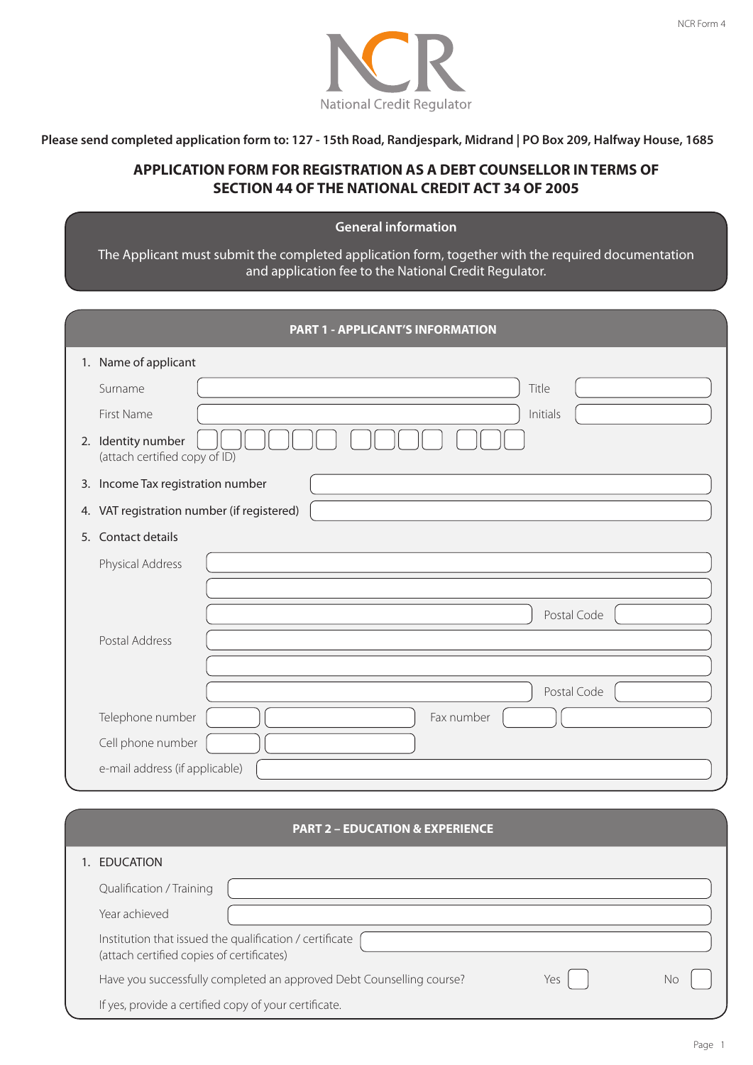NCR Form 4

National Credit Regulator

**Please send completed application form to: 127 - 15th Road, Randjespark, Midrand | PO Box 209, Halfway House, 1685**

# APPLICATION FORM FOR REGISTRATION AS A DEBT COUNSELLOR IN TERMS OF SECTION 44 OF THE NATIONAL CREDIT ACT 34 OF 2005

## General information

The Applicant must submit the completed application form, together with the required documentation and application fee to the National Credit Regulator.

## PART 1 - APPLICANT'S INFORMATION

1. Name of applicant

   Surname ______________________ Title ________

   First Name ______________________ Initials ________

2. Identity number ☐☐☐☐☐☐ ☐☐☐☐ ☐☐☐
   (attach certified copy of ID)

3. Income Tax registration number ______________________

4. VAT registration number (if registered) ______________________

5. Contact details

   Physical Address ______________________
   ______________________
   ______________________ Postal Code ________

   Postal Address ______________________
   ______________________
   ______________________ Postal Code ________

   Telephone number ________ ______________ Fax number ________ ______________

   Cell phone number ________ ______________

   e-mail address (if applicable) ______________________

## PART 2 – EDUCATION & EXPERIENCE

1. EDUCATION

   Qualification / Training ______________________

   Year achieved ______________________

   Institution that issued the qualification / certificate ______________________
   (attach certified copies of certificates)

   Have you successfully completed an approved Debt Counselling course? Yes ☐ No ☐

   If yes, provide a certified copy of your certificate.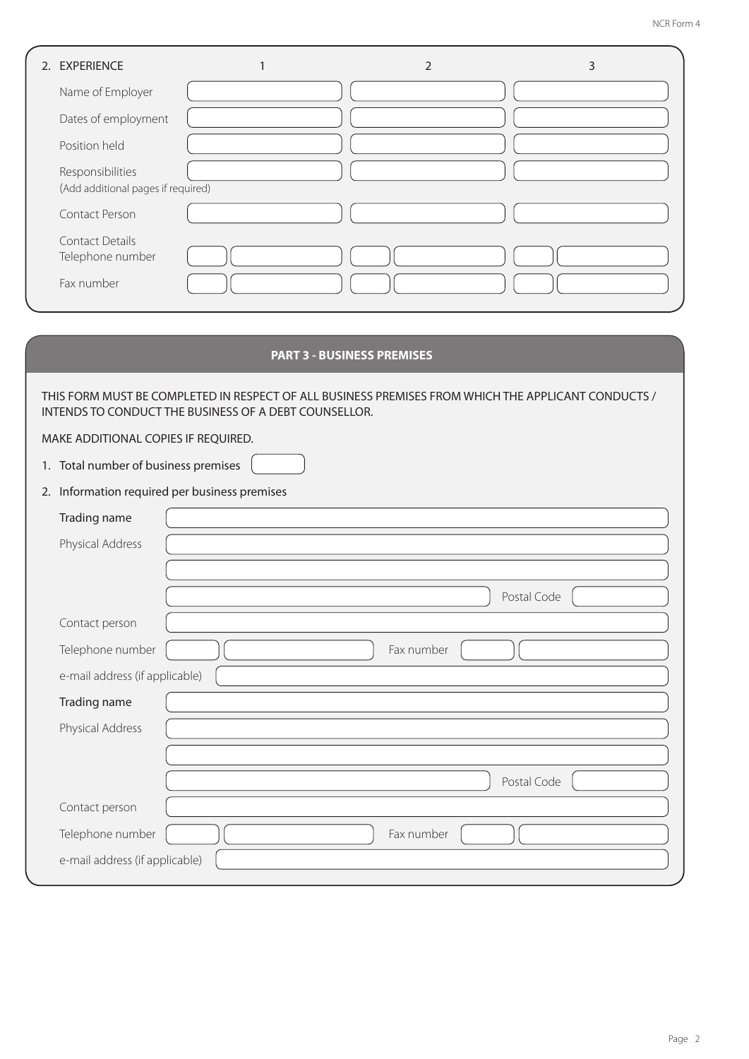## 2. EXPERIENCE

| | 1 | 2 | 3 |
|---|---|---|---|
| Name of Employer | | | |
| Dates of employment | | | |
| Position held | | | |
| Responsibilities (Add additional pages if required) | | | |
| Contact Person | | | |
| Contact Details Telephone number | | | |
| Fax number | | | |

## PART 3 - BUSINESS PREMISES

THIS FORM MUST BE COMPLETED IN RESPECT OF ALL BUSINESS PREMISES FROM WHICH THE APPLICANT CONDUCTS / INTENDS TO CONDUCT THE BUSINESS OF A DEBT COUNSELLOR.

MAKE ADDITIONAL COPIES IF REQUIRED.

1. Total number of business premises
2. Information required per business premises

Trading name

Physical Address

Postal Code

Contact person

Telephone number

Fax number

e-mail address (if applicable)

Trading name

Physical Address

Postal Code

Contact person

Telephone number

Fax number

e-mail address (if applicable)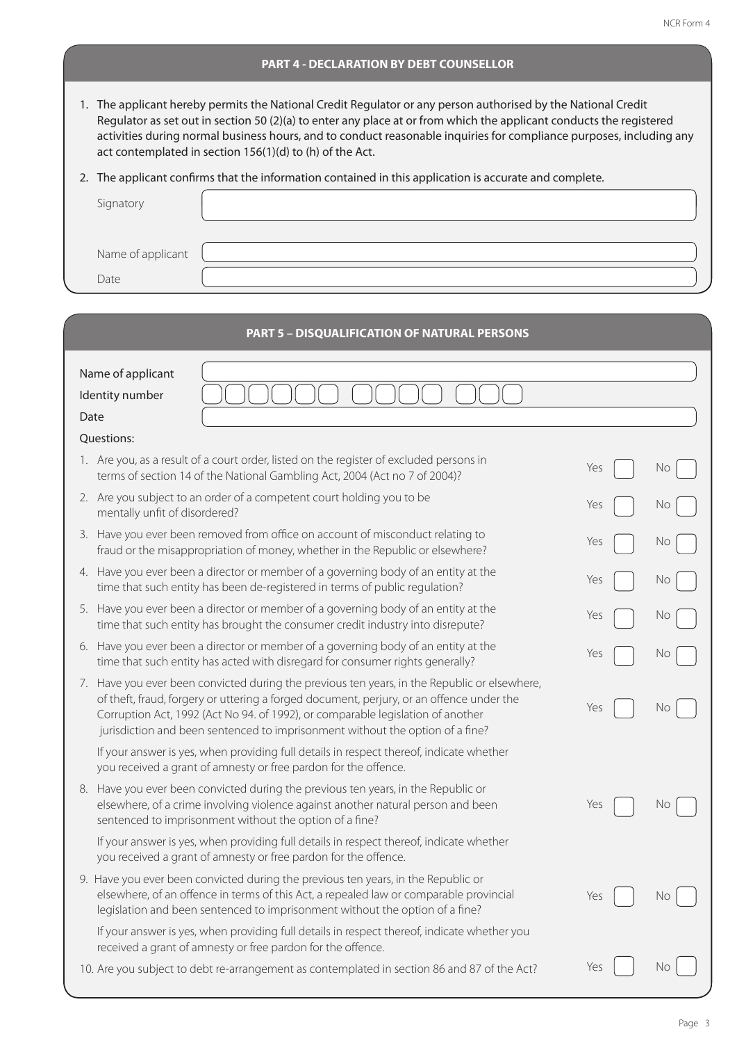## PART 4 - DECLARATION BY DEBT COUNSELLOR

1. The applicant hereby permits the National Credit Regulator or any person authorised by the National Credit Regulator as set out in section 50 (2)(a) to enter any place at or from which the applicant conducts the registered activities during normal business hours, and to conduct reasonable inquiries for compliance purposes, including any act contemplated in section 156(1)(d) to (h) of the Act.
2. The applicant confirms that the information contained in this application is accurate and complete.

Signatory

Name of applicant

Date

## PART 5 – DISQUALIFICATION OF NATURAL PERSONS

Name of applicant

Identity number

Date

Questions:

| | | |
|---|---|---|
| 1. Are you, as a result of a court order, listed on the register of excluded persons in terms of section 14 of the National Gambling Act, 2004 (Act no 7 of 2004)? | Yes | No |
| 2. Are you subject to an order of a competent court holding you to be mentally unfit of disordered? | Yes | No |
| 3. Have you ever been removed from office on account of misconduct relating to fraud or the misappropriation of money, whether in the Republic or elsewhere? | Yes | No |
| 4. Have you ever been a director or member of a governing body of an entity at the time that such entity has been de-registered in terms of public regulation? | Yes | No |
| 5. Have you ever been a director or member of a governing body of an entity at the time that such entity has brought the consumer credit industry into disrepute? | Yes | No |
| 6. Have you ever been a director or member of a governing body of an entity at the time that such entity has acted with disregard for consumer rights generally? | Yes | No |
| 7. Have you ever been convicted during the previous ten years, in the Republic or elsewhere, of theft, fraud, forgery or uttering a forged document, perjury, or an offence under the Corruption Act, 1992 (Act No 94. of 1992), or comparable legislation of another jurisdiction and been sentenced to imprisonment without the option of a fine? | Yes | No |
| If your answer is yes, when providing full details in respect thereof, indicate whether you received a grant of amnesty or free pardon for the offence. | | |
| 8. Have you ever been convicted during the previous ten years, in the Republic or elsewhere, of a crime involving violence against another natural person and been sentenced to imprisonment without the option of a fine? | Yes | No |
| If your answer is yes, when providing full details in respect thereof, indicate whether you received a grant of amnesty or free pardon for the offence. | | |
| 9. Have you ever been convicted during the previous ten years, in the Republic or elsewhere, of an offence in terms of this Act, a repealed law or comparable provincial legislation and been sentenced to imprisonment without the option of a fine? | Yes | No |
| If your answer is yes, when providing full details in respect thereof, indicate whether you received a grant of amnesty or free pardon for the offence. | | |
| 10. Are you subject to debt re-arrangement as contemplated in section 86 and 87 of the Act? | Yes | No |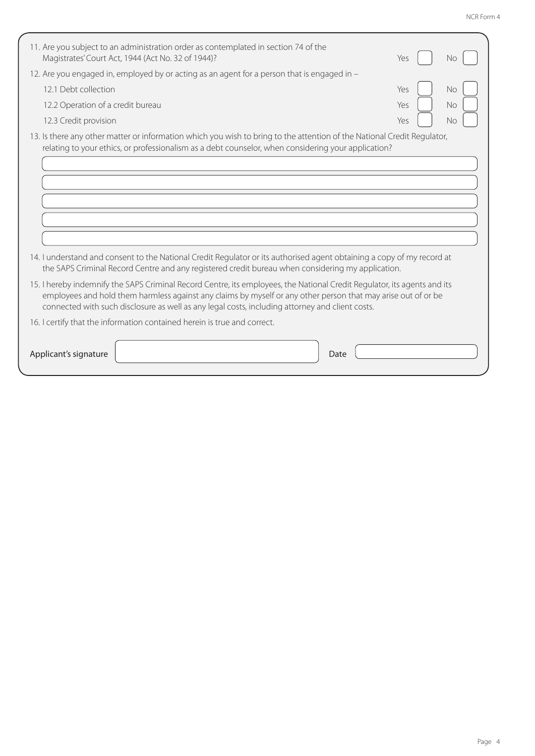11. Are you subject to an administration order as contemplated in section 74 of the Magistrates' Court Act, 1944 (Act No. 32 of 1944)? Yes [ ] No [ ]

12. Are you engaged in, employed by or acting as an agent for a person that is engaged in –

    12.1 Debt collection Yes [ ] No [ ]

    12.2 Operation of a credit bureau Yes [ ] No [ ]

    12.3 Credit provision Yes [ ] No [ ]

13. Is there any other matter or information which you wish to bring to the attention of the National Credit Regulator, relating to your ethics, or professionalism as a debt counselor, when considering your application?

14. I understand and consent to the National Credit Regulator or its authorised agent obtaining a copy of my record at the SAPS Criminal Record Centre and any registered credit bureau when considering my application.

15. I hereby indemnify the SAPS Criminal Record Centre, its employees, the National Credit Regulator, its agents and its employees and hold them harmless against any claims by myself or any other person that may arise out of or be connected with such disclosure as well as any legal costs, including attorney and client costs.

16. I certify that the information contained herein is true and correct.

Applicant's signature ____________________ Date ____________________